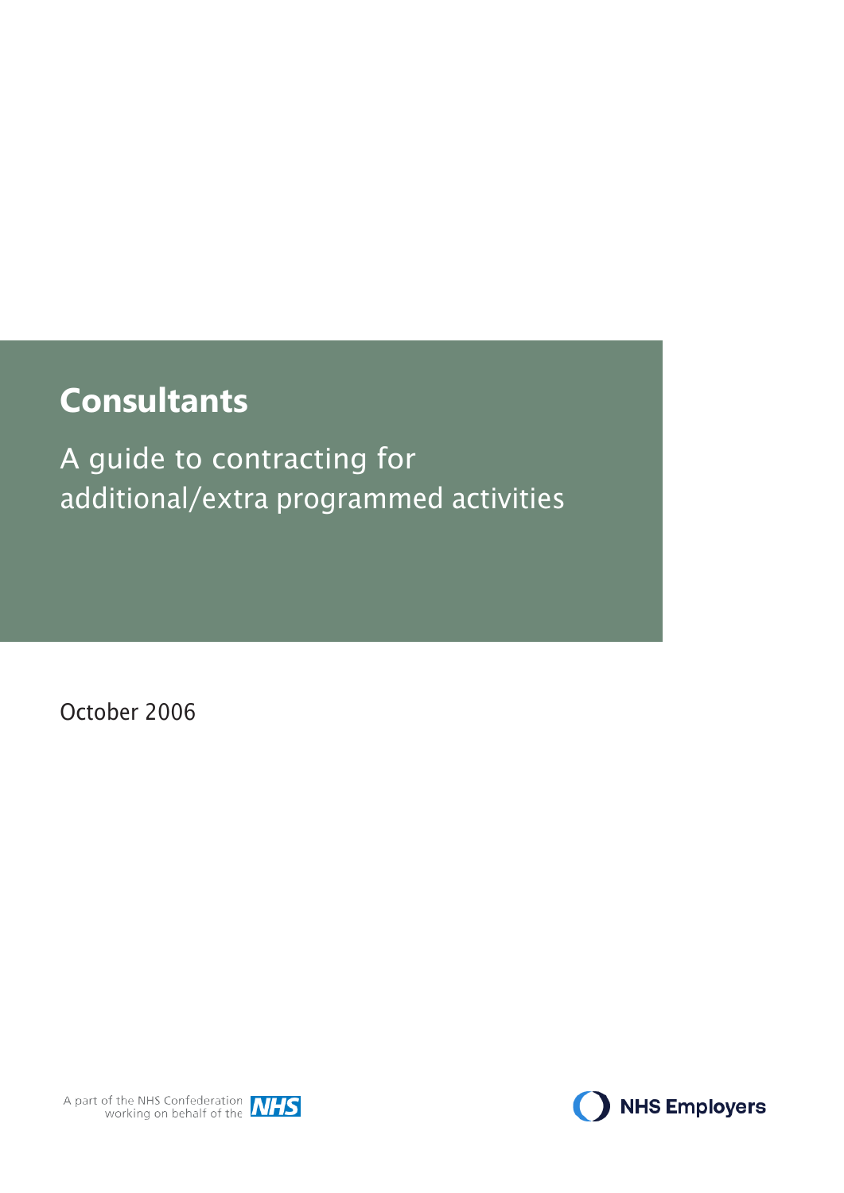# Consultants

## A guide to contracting for additional/extra programmed activities

October 2006

A part of the NHS Confederation working on behalf of the NHS

NHS Employers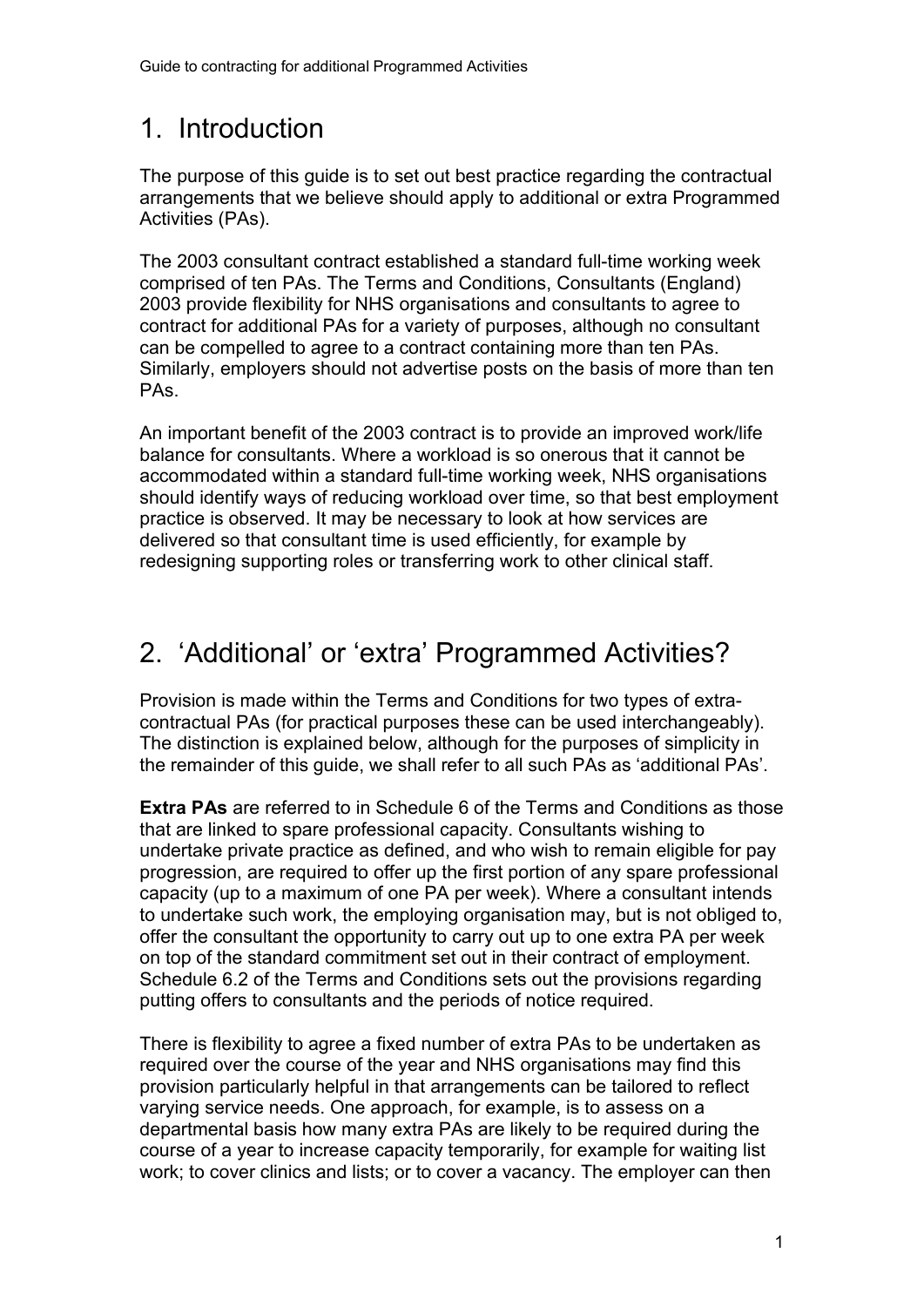## 1. Introduction

The purpose of this guide is to set out best practice regarding the contractual arrangements that we believe should apply to additional or extra Programmed Activities (PAs).

The 2003 consultant contract established a standard full-time working week comprised of ten PAs. The Terms and Conditions, Consultants (England) 2003 provide flexibility for NHS organisations and consultants to agree to contract for additional PAs for a variety of purposes, although no consultant can be compelled to agree to a contract containing more than ten PAs. Similarly, employers should not advertise posts on the basis of more than ten PAs.

An important benefit of the 2003 contract is to provide an improved work/life balance for consultants. Where a workload is so onerous that it cannot be accommodated within a standard full-time working week, NHS organisations should identify ways of reducing workload over time, so that best employment practice is observed. It may be necessary to look at how services are delivered so that consultant time is used efficiently, for example by redesigning supporting roles or transferring work to other clinical staff.

## 2. 'Additional' or 'extra' Programmed Activities?

Provision is made within the Terms and Conditions for two types of extra-contractual PAs (for practical purposes these can be used interchangeably). The distinction is explained below, although for the purposes of simplicity in the remainder of this guide, we shall refer to all such PAs as 'additional PAs'.

**Extra PAs** are referred to in Schedule 6 of the Terms and Conditions as those that are linked to spare professional capacity. Consultants wishing to undertake private practice as defined, and who wish to remain eligible for pay progression, are required to offer up the first portion of any spare professional capacity (up to a maximum of one PA per week). Where a consultant intends to undertake such work, the employing organisation may, but is not obliged to, offer the consultant the opportunity to carry out up to one extra PA per week on top of the standard commitment set out in their contract of employment. Schedule 6.2 of the Terms and Conditions sets out the provisions regarding putting offers to consultants and the periods of notice required.

There is flexibility to agree a fixed number of extra PAs to be undertaken as required over the course of the year and NHS organisations may find this provision particularly helpful in that arrangements can be tailored to reflect varying service needs. One approach, for example, is to assess on a departmental basis how many extra PAs are likely to be required during the course of a year to increase capacity temporarily, for example for waiting list work; to cover clinics and lists; or to cover a vacancy. The employer can then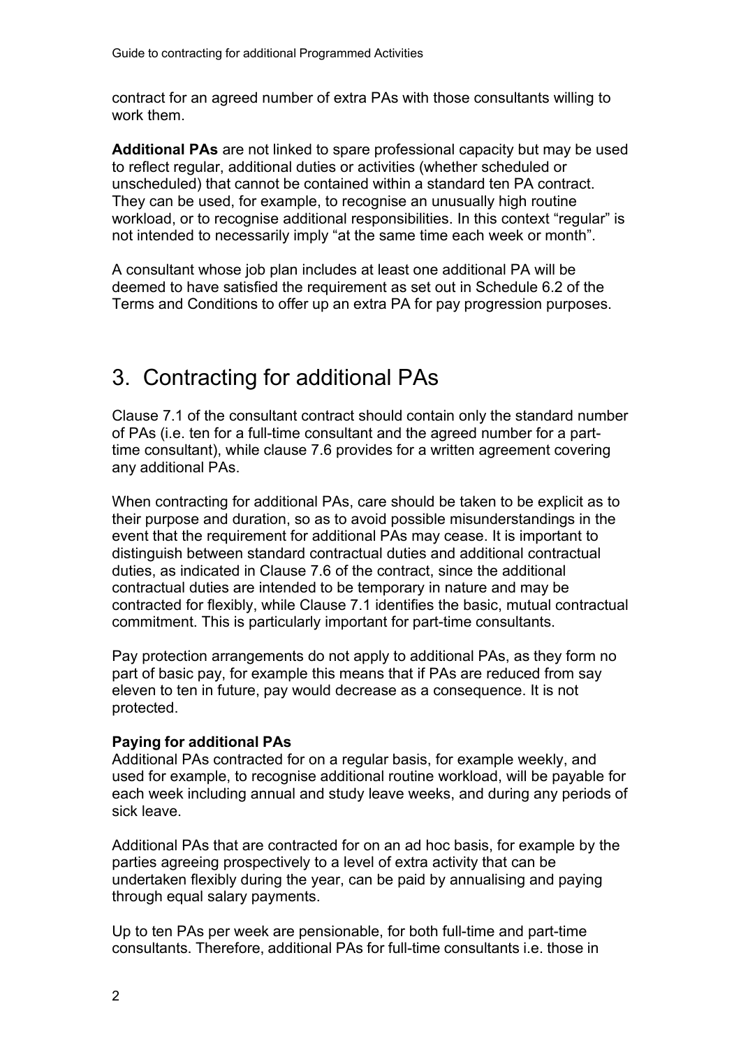contract for an agreed number of extra PAs with those consultants willing to work them.

**Additional PAs** are not linked to spare professional capacity but may be used to reflect regular, additional duties or activities (whether scheduled or unscheduled) that cannot be contained within a standard ten PA contract. They can be used, for example, to recognise an unusually high routine workload, or to recognise additional responsibilities. In this context "regular" is not intended to necessarily imply "at the same time each week or month".

A consultant whose job plan includes at least one additional PA will be deemed to have satisfied the requirement as set out in Schedule 6.2 of the Terms and Conditions to offer up an extra PA for pay progression purposes.

# 3. Contracting for additional PAs

Clause 7.1 of the consultant contract should contain only the standard number of PAs (i.e. ten for a full-time consultant and the agreed number for a part-time consultant), while clause 7.6 provides for a written agreement covering any additional PAs.

When contracting for additional PAs, care should be taken to be explicit as to their purpose and duration, so as to avoid possible misunderstandings in the event that the requirement for additional PAs may cease. It is important to distinguish between standard contractual duties and additional contractual duties, as indicated in Clause 7.6 of the contract, since the additional contractual duties are intended to be temporary in nature and may be contracted for flexibly, while Clause 7.1 identifies the basic, mutual contractual commitment. This is particularly important for part-time consultants.

Pay protection arrangements do not apply to additional PAs, as they form no part of basic pay, for example this means that if PAs are reduced from say eleven to ten in future, pay would decrease as a consequence. It is not protected.

**Paying for additional PAs**

Additional PAs contracted for on a regular basis, for example weekly, and used for example, to recognise additional routine workload, will be payable for each week including annual and study leave weeks, and during any periods of sick leave.

Additional PAs that are contracted for on an ad hoc basis, for example by the parties agreeing prospectively to a level of extra activity that can be undertaken flexibly during the year, can be paid by annualising and paying through equal salary payments.

Up to ten PAs per week are pensionable, for both full-time and part-time consultants. Therefore, additional PAs for full-time consultants i.e. those in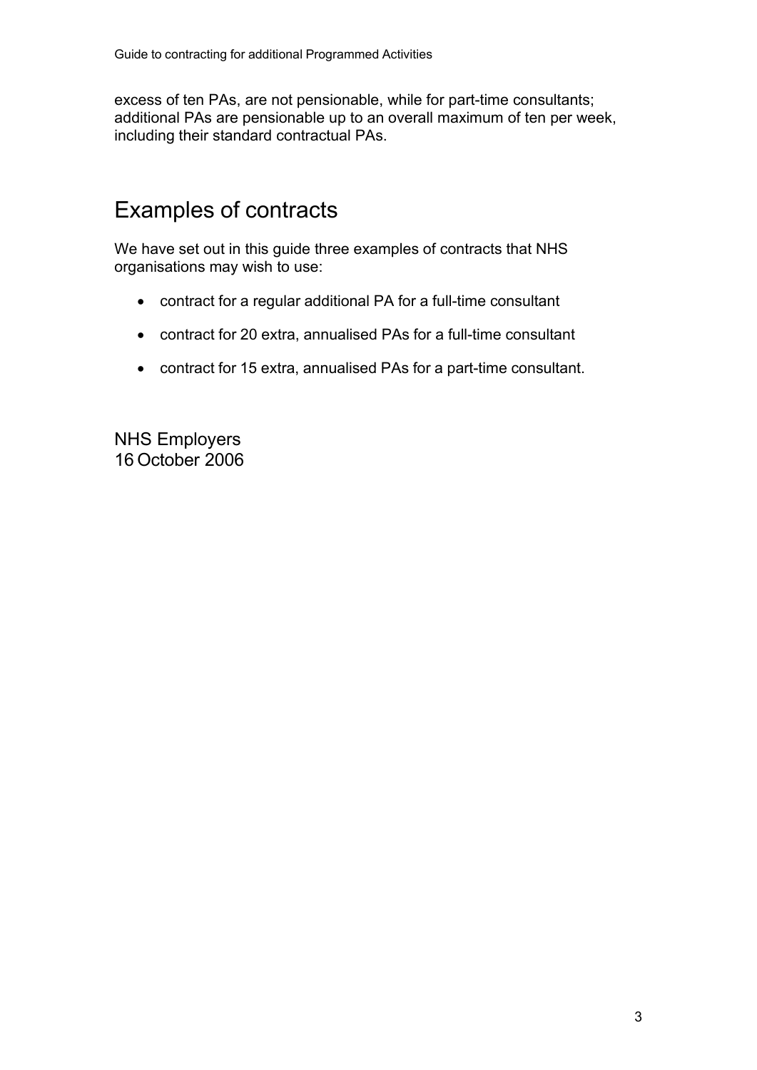excess of ten PAs, are not pensionable, while for part-time consultants; additional PAs are pensionable up to an overall maximum of ten per week, including their standard contractual PAs.

## Examples of contracts

We have set out in this guide three examples of contracts that NHS organisations may wish to use:

- contract for a regular additional PA for a full-time consultant
- contract for 20 extra, annualised PAs for a full-time consultant
- contract for 15 extra, annualised PAs for a part-time consultant.

NHS Employers
16 October 2006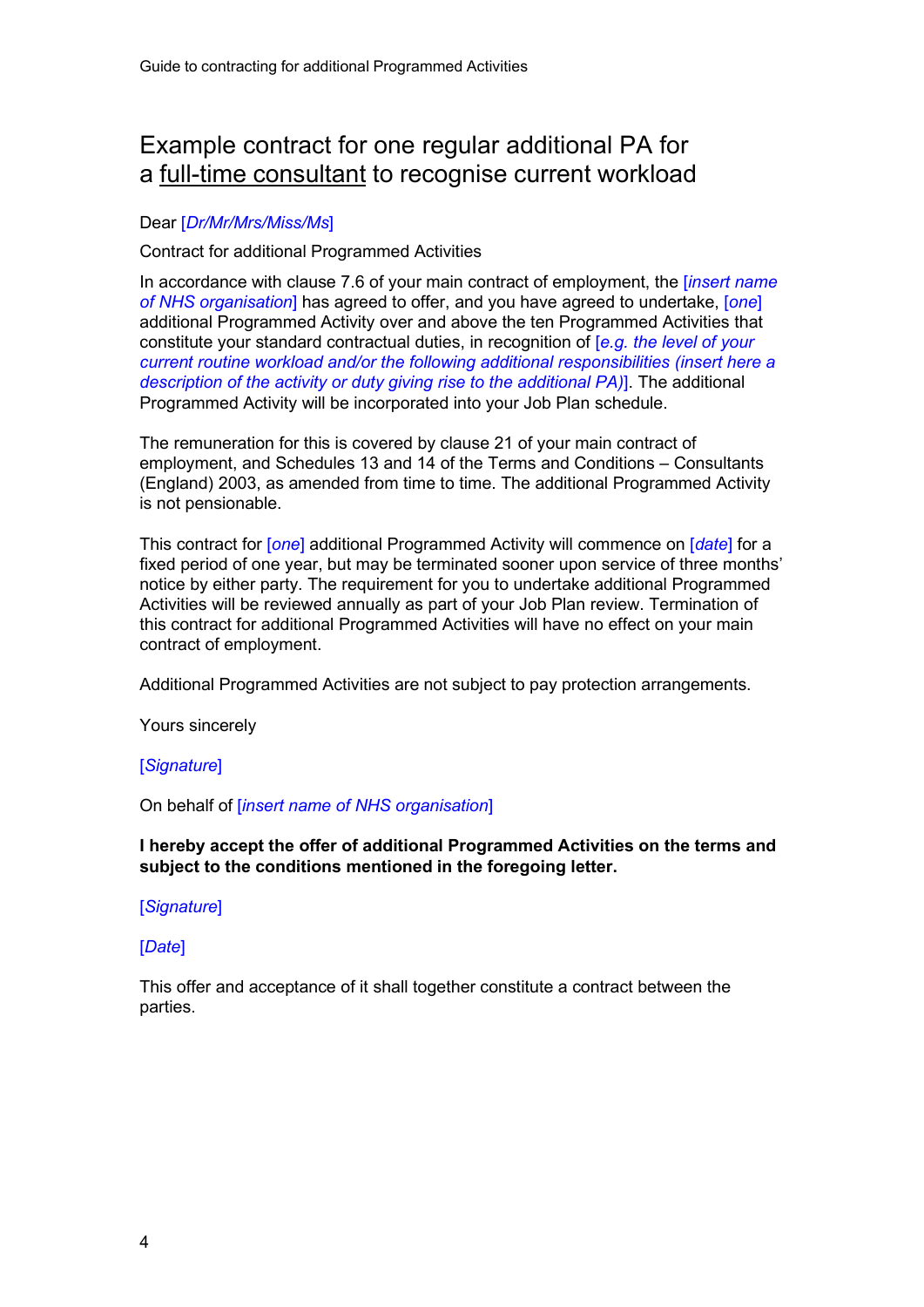# Example contract for one regular additional PA for a full-time consultant to recognise current workload

Dear [*Dr/Mr/Mrs/Miss/Ms*]

Contract for additional Programmed Activities

In accordance with clause 7.6 of your main contract of employment, the [*insert name of NHS organisation*] has agreed to offer, and you have agreed to undertake, [*one*] additional Programmed Activity over and above the ten Programmed Activities that constitute your standard contractual duties, in recognition of [*e.g. the level of your current routine workload and/or the following additional responsibilities (insert here a description of the activity or duty giving rise to the additional PA)*]. The additional Programmed Activity will be incorporated into your Job Plan schedule.

The remuneration for this is covered by clause 21 of your main contract of employment, and Schedules 13 and 14 of the Terms and Conditions – Consultants (England) 2003, as amended from time to time. The additional Programmed Activity is not pensionable.

This contract for [*one*] additional Programmed Activity will commence on [*date*] for a fixed period of one year, but may be terminated sooner upon service of three months' notice by either party. The requirement for you to undertake additional Programmed Activities will be reviewed annually as part of your Job Plan review. Termination of this contract for additional Programmed Activities will have no effect on your main contract of employment.

Additional Programmed Activities are not subject to pay protection arrangements.

Yours sincerely

[*Signature*]

On behalf of [*insert name of NHS organisation*]

**I hereby accept the offer of additional Programmed Activities on the terms and subject to the conditions mentioned in the foregoing letter.**

[*Signature*]

[*Date*]

This offer and acceptance of it shall together constitute a contract between the parties.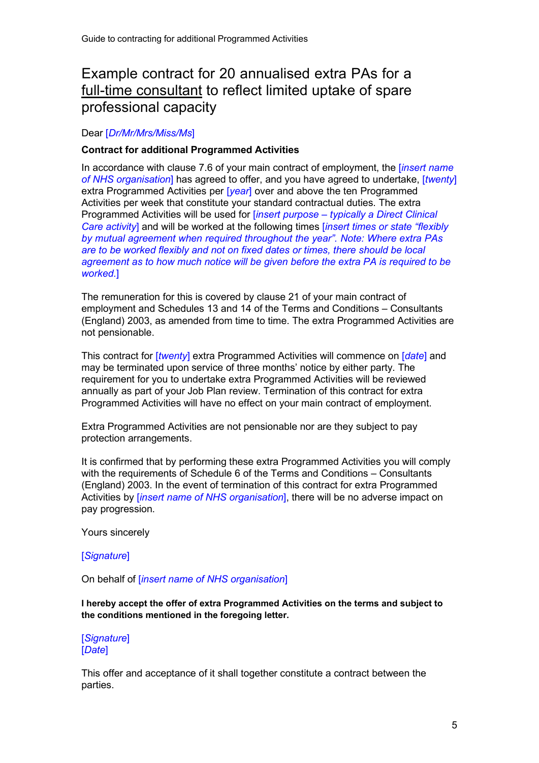# Example contract for 20 annualised extra PAs for a full-time consultant to reflect limited uptake of spare professional capacity

Dear [*Dr/Mr/Mrs/Miss/Ms*]

**Contract for additional Programmed Activities**

In accordance with clause 7.6 of your main contract of employment, the [*insert name of NHS organisation*] has agreed to offer, and you have agreed to undertake, [*twenty*] extra Programmed Activities per [*year*] over and above the ten Programmed Activities per week that constitute your standard contractual duties. The extra Programmed Activities will be used for [*insert purpose – typically a Direct Clinical Care activity*] and will be worked at the following times [*insert times or state "flexibly by mutual agreement when required throughout the year". Note: Where extra PAs are to be worked flexibly and not on fixed dates or times, there should be local agreement as to how much notice will be given before the extra PA is required to be worked.*]

The remuneration for this is covered by clause 21 of your main contract of employment and Schedules 13 and 14 of the Terms and Conditions – Consultants (England) 2003, as amended from time to time. The extra Programmed Activities are not pensionable.

This contract for [*twenty*] extra Programmed Activities will commence on [*date*] and may be terminated upon service of three months' notice by either party. The requirement for you to undertake extra Programmed Activities will be reviewed annually as part of your Job Plan review. Termination of this contract for extra Programmed Activities will have no effect on your main contract of employment.

Extra Programmed Activities are not pensionable nor are they subject to pay protection arrangements.

It is confirmed that by performing these extra Programmed Activities you will comply with the requirements of Schedule 6 of the Terms and Conditions – Consultants (England) 2003. In the event of termination of this contract for extra Programmed Activities by [*insert name of NHS organisation*], there will be no adverse impact on pay progression.

Yours sincerely

[*Signature*]

On behalf of [*insert name of NHS organisation*]

**I hereby accept the offer of extra Programmed Activities on the terms and subject to the conditions mentioned in the foregoing letter.**

[*Signature*]
[*Date*]

This offer and acceptance of it shall together constitute a contract between the parties.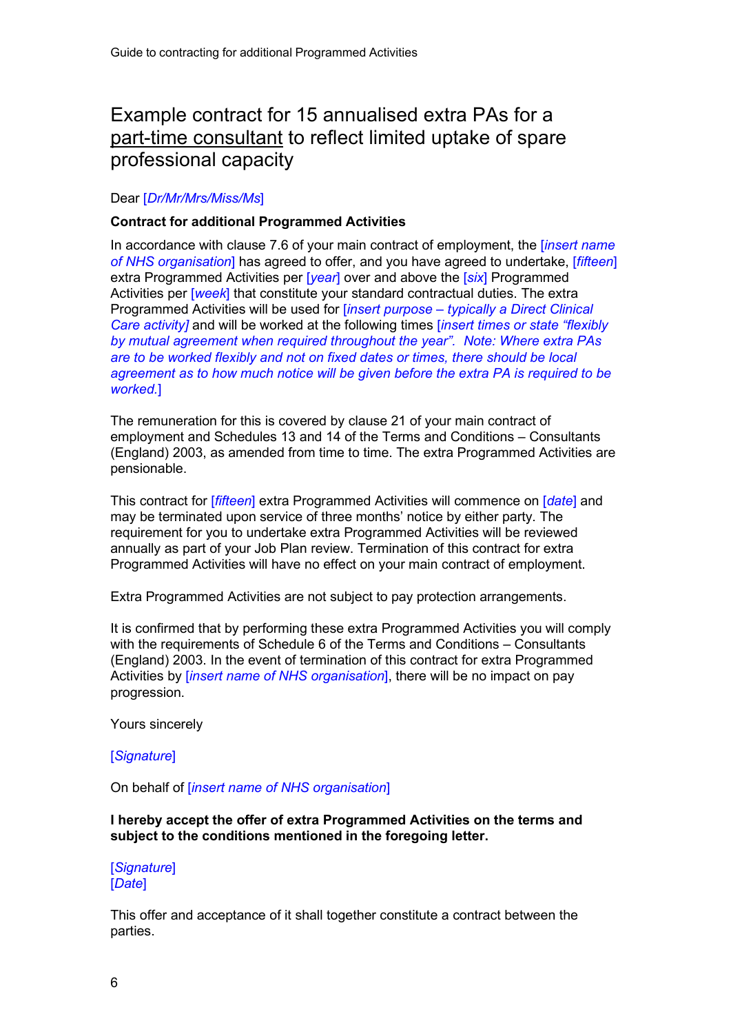# Example contract for 15 annualised extra PAs for a part-time consultant to reflect limited uptake of spare professional capacity

Dear [*Dr/Mr/Mrs/Miss/Ms*]

**Contract for additional Programmed Activities**

In accordance with clause 7.6 of your main contract of employment, the [*insert name of NHS organisation*] has agreed to offer, and you have agreed to undertake, [*fifteen*] extra Programmed Activities per [*year*] over and above the [*six*] Programmed Activities per [*week*] that constitute your standard contractual duties. The extra Programmed Activities will be used for [*insert purpose – typically a Direct Clinical Care activity]* and will be worked at the following times [*insert times or state "flexibly by mutual agreement when required throughout the year". Note: Where extra PAs are to be worked flexibly and not on fixed dates or times, there should be local agreement as to how much notice will be given before the extra PA is required to be worked.*]

The remuneration for this is covered by clause 21 of your main contract of employment and Schedules 13 and 14 of the Terms and Conditions – Consultants (England) 2003, as amended from time to time. The extra Programmed Activities are pensionable.

This contract for [*fifteen*] extra Programmed Activities will commence on [*date*] and may be terminated upon service of three months' notice by either party. The requirement for you to undertake extra Programmed Activities will be reviewed annually as part of your Job Plan review. Termination of this contract for extra Programmed Activities will have no effect on your main contract of employment.

Extra Programmed Activities are not subject to pay protection arrangements.

It is confirmed that by performing these extra Programmed Activities you will comply with the requirements of Schedule 6 of the Terms and Conditions – Consultants (England) 2003. In the event of termination of this contract for extra Programmed Activities by [*insert name of NHS organisation*], there will be no impact on pay progression.

Yours sincerely

[*Signature*]

On behalf of [*insert name of NHS organisation*]

**I hereby accept the offer of extra Programmed Activities on the terms and subject to the conditions mentioned in the foregoing letter.**

[*Signature*]
[*Date*]

This offer and acceptance of it shall together constitute a contract between the parties.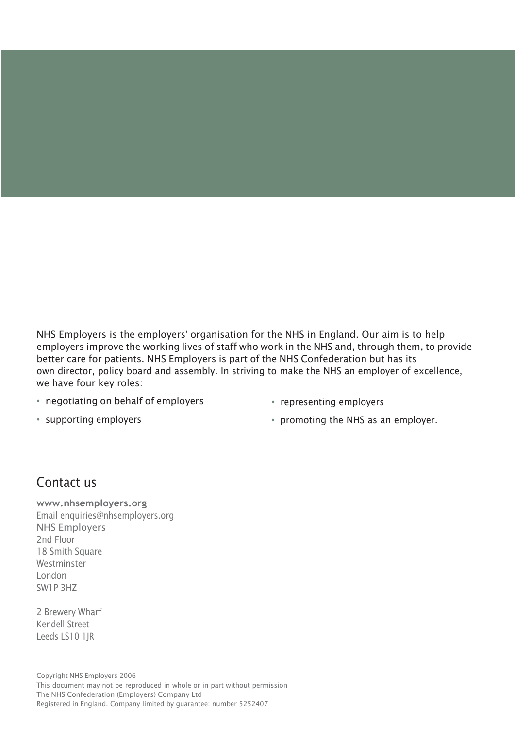NHS Employers is the employers' organisation for the NHS in England. Our aim is to help employers improve the working lives of staff who work in the NHS and, through them, to provide better care for patients. NHS Employers is part of the NHS Confederation but has its own director, policy board and assembly. In striving to make the NHS an employer of excellence, we have four key roles:

- negotiating on behalf of employers
- supporting employers
- representing employers
- promoting the NHS as an employer.

## Contact us

**www.nhsemployers.org**
Email enquiries@nhsemployers.org
NHS Employers
2nd Floor
18 Smith Square
Westminster
London
SW1P 3HZ

2 Brewery Wharf
Kendell Street
Leeds LS10 1JR

Copyright NHS Employers 2006
This document may not be reproduced in whole or in part without permission
The NHS Confederation (Employers) Company Ltd
Registered in England. Company limited by guarantee: number 5252407